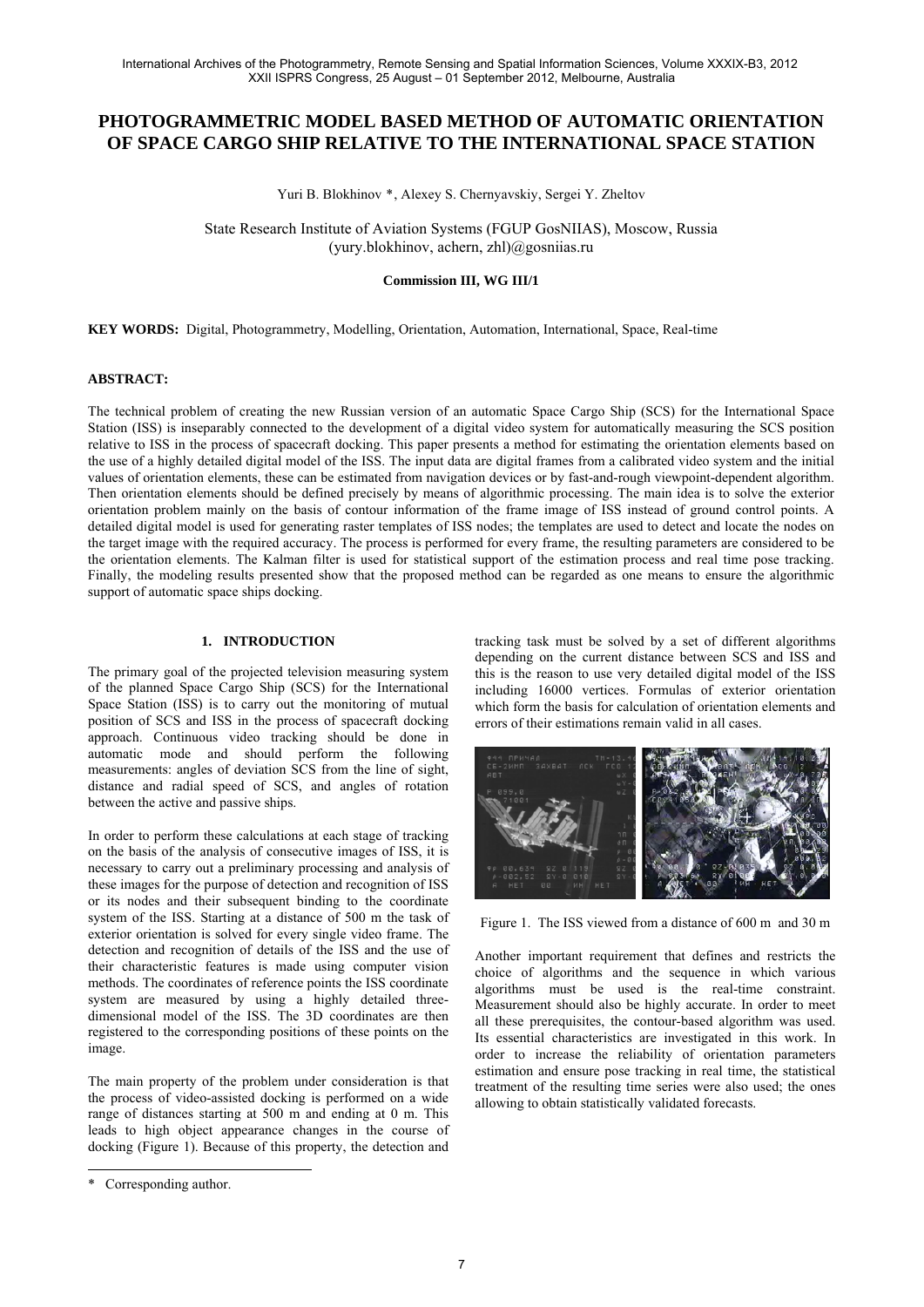# PHOTOGRAMMETRIC MODEL BASED METHOD OF AUTOMATIC ORIENTATION OF SPACE CARGO SHIP RELATIVE TO THE INTERNATIONAL SPACE STATION

Yuri B. Blokhinov *, Alexey S. Chernyavskiy, Sergei Y. Zheltov

State Research Institute of Aviation Systems (FGUP GosNIIAS), Moscow, Russia
(yury.blokhinov, achern, zhl)@gosniias.ru

**Commission III, WG III/1**

**KEY WORDS:** Digital, Photogrammetry, Modelling, Orientation, Automation, International, Space, Real-time

**ABSTRACT:**

The technical problem of creating the new Russian version of an automatic Space Cargo Ship (SCS) for the International Space Station (ISS) is inseparably connected to the development of a digital video system for automatically measuring the SCS position relative to ISS in the process of spacecraft docking. This paper presents a method for estimating the orientation elements based on the use of a highly detailed digital model of the ISS. The input data are digital frames from a calibrated video system and the initial values of orientation elements, these can be estimated from navigation devices or by fast-and-rough viewpoint-dependent algorithm. Then orientation elements should be defined precisely by means of algorithmic processing. The main idea is to solve the exterior orientation problem mainly on the basis of contour information of the frame image of ISS instead of ground control points. A detailed digital model is used for generating raster templates of ISS nodes; the templates are used to detect and locate the nodes on the target image with the required accuracy. The process is performed for every frame, the resulting parameters are considered to be the orientation elements. The Kalman filter is used for statistical support of the estimation process and real time pose tracking. Finally, the modeling results presented show that the proposed method can be regarded as one means to ensure the algorithmic support of automatic space ships docking.

## 1. INTRODUCTION

The primary goal of the projected television measuring system of the planned Space Cargo Ship (SCS) for the International Space Station (ISS) is to carry out the monitoring of mutual position of SCS and ISS in the process of spacecraft docking approach. Continuous video tracking should be done in automatic mode and should perform the following measurements: angles of deviation SCS from the line of sight, distance and radial speed of SCS, and angles of rotation between the active and passive ships.

In order to perform these calculations at each stage of tracking on the basis of the analysis of consecutive images of ISS, it is necessary to carry out a preliminary processing and analysis of these images for the purpose of detection and recognition of ISS or its nodes and their subsequent binding to the coordinate system of the ISS. Starting at a distance of 500 m the task of exterior orientation is solved for every single video frame. The detection and recognition of details of the ISS and the use of their characteristic features is made using computer vision methods. The coordinates of reference points the ISS coordinate system are measured by using a highly detailed three-dimensional model of the ISS. The 3D coordinates are then registered to the corresponding positions of these points on the image.

The main property of the problem under consideration is that the process of video-assisted docking is performed on a wide range of distances starting at 500 m and ending at 0 m. This leads to high object appearance changes in the course of docking (Figure 1). Because of this property, the detection and tracking task must be solved by a set of different algorithms depending on the current distance between SCS and ISS and this is the reason to use very detailed digital model of the ISS including 16000 vertices. Formulas of exterior orientation which form the basis for calculation of orientation elements and errors of their estimations remain valid in all cases.

Figure 1. The ISS viewed from a distance of 600 m and 30 m

Another important requirement that defines and restricts the choice of algorithms and the sequence in which various algorithms must be used is the real-time constraint. Measurement should also be highly accurate. In order to meet all these prerequisites, the contour-based algorithm was used. Its essential characteristics are investigated in this work. In order to increase the reliability of orientation parameters estimation and ensure pose tracking in real time, the statistical treatment of the resulting time series were also used; the ones allowing to obtain statistically validated forecasts.

\* Corresponding author.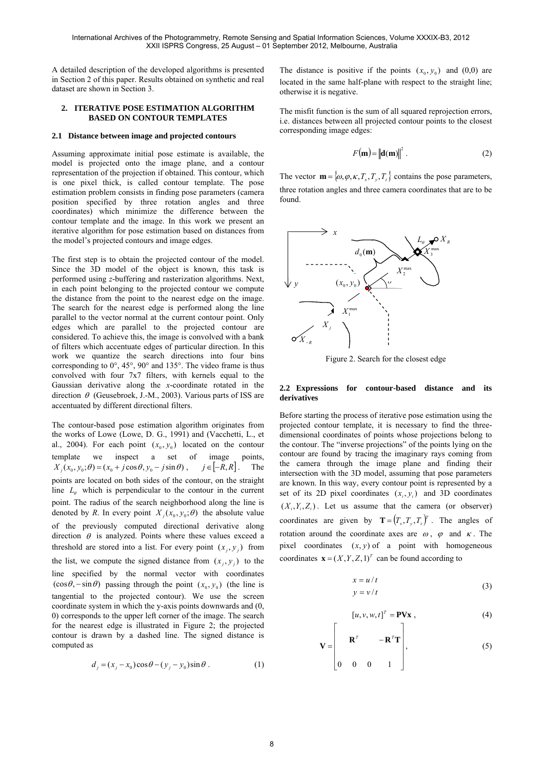A detailed description of the developed algorithms is presented in Section 2 of this paper. Results obtained on synthetic and real dataset are shown in Section 3.

## 2. ITERATIVE POSE ESTIMATION ALGORITHM BASED ON CONTOUR TEMPLATES

### 2.1 Distance between image and projected contours

Assuming approximate initial pose estimate is available, the model is projected onto the image plane, and a contour representation of the projection if obtained. This contour, which is one pixel thick, is called contour template. The pose estimation problem consists in finding pose parameters (camera position specified by three rotation angles and three coordinates) which minimize the difference between the contour template and the image. In this work we present an iterative algorithm for pose estimation based on distances from the model's projected contours and image edges.

The first step is to obtain the projected contour of the model. Since the 3D model of the object is known, this task is performed using *z*-buffering and rasterization algorithms. Next, in each point belonging to the projected contour we compute the distance from the point to the nearest edge on the image. The search for the nearest edge is performed along the line parallel to the vector normal at the current contour point. Only edges which are parallel to the projected contour are considered. To achieve this, the image is convolved with a bank of filters which accentuate edges of particular direction. In this work we quantize the search directions into four bins corresponding to 0°, 45°, 90° and 135°. The video frame is thus convolved with four 7x7 filters, with kernels equal to the Gaussian derivative along the *x*-coordinate rotated in the direction $\theta$ (Geusebroek, J.-M., 2003). Various parts of ISS are accentuated by different directional filters.

The contour-based pose estimation algorithm originates from the works of Lowe (Lowe, D. G., 1991) and (Vacchetti, L., et al., 2004). For each point $(x_0, y_0)$ located on the contour template we inspect a set of image points, $X_j(x_0, y_0; \theta) = (x_0 + j\cos\theta, y_0 - j\sin\theta)$, $j \in [-R, R]$. The points are located on both sides of the contour, on the straight line $L_\theta$ which is perpendicular to the contour in the current point. The radius of the search neighborhood along the line is denoted by *R*. In every point $X_j(x_0, y_0; \theta)$ the absolute value of the previously computed directional derivative along direction $\theta$ is analyzed. Points where these values exceed a threshold are stored into a list. For every point $(x_j, y_j)$ from the list, we compute the signed distance from $(x_j, y_j)$ to the line specified by the normal vector with coordinates $(\cos\theta, -\sin\theta)$ passing through the point $(x_0, y_0)$ (the line is tangential to the projected contour). We use the screen coordinate system in which the y-axis points downwards and (0, 0) corresponds to the upper left corner of the image. The search for the nearest edge is illustrated in Figure 2; the projected contour is drawn by a dashed line. The signed distance is computed as

$$d_j = (x_j - x_0)\cos\theta - (y_j - y_0)\sin\theta \,. \tag{1}$$

The distance is positive if the points $(x_0, y_0)$ and (0,0) are located in the same half-plane with respect to the straight line; otherwise it is negative.

The misfit function is the sum of all squared reprojection errors, i.e. distances between all projected contour points to the closest corresponding image edges:

$$F(\mathbf{m}) = \|\mathbf{d}(\mathbf{m})\|^2 \,. \tag{2}$$

The vector $\mathbf{m} = \{\omega, \varphi, \kappa, T_x, T_y, T_z\}$ contains the pose parameters, three rotation angles and three camera coordinates that are to be found.

Figure 2. Search for the closest edge

### 2.2 Expressions for contour-based distance and its derivatives

Before starting the process of iterative pose estimation using the projected contour template, it is necessary to find the three-dimensional coordinates of points whose projections belong to the contour. The "inverse projections" of the points lying on the contour are found by tracing the imaginary rays coming from the camera through the image plane and finding their intersection with the 3D model, assuming that pose parameters are known. In this way, every contour point is represented by a set of its 2D pixel coordinates $(x_i, y_i)$ and 3D coordinates $(X_i, Y_i, Z_i)$. Let us assume that the camera (or observer) coordinates are given by $\mathbf{T} = (T_x, T_y, T_z)^T$. The angles of rotation around the coordinate axes are $\omega$, $\varphi$ and $\kappa$. The pixel coordinates $(x, y)$ of a point with homogeneous coordinates $\mathbf{x} = (X, Y, Z, 1)^T$ can be found according to

$$x = u / t \\ y = v / t \tag{3}$$

$$[u, v, w, t]^T = \mathbf{PVx} \,, \tag{4}$$

$$\mathbf{V} = \begin{bmatrix} \mathbf{R}^T & & -\mathbf{R}^T\mathbf{T} \\ 0 & 0 & 0 & 1 \end{bmatrix}, \tag{5}$$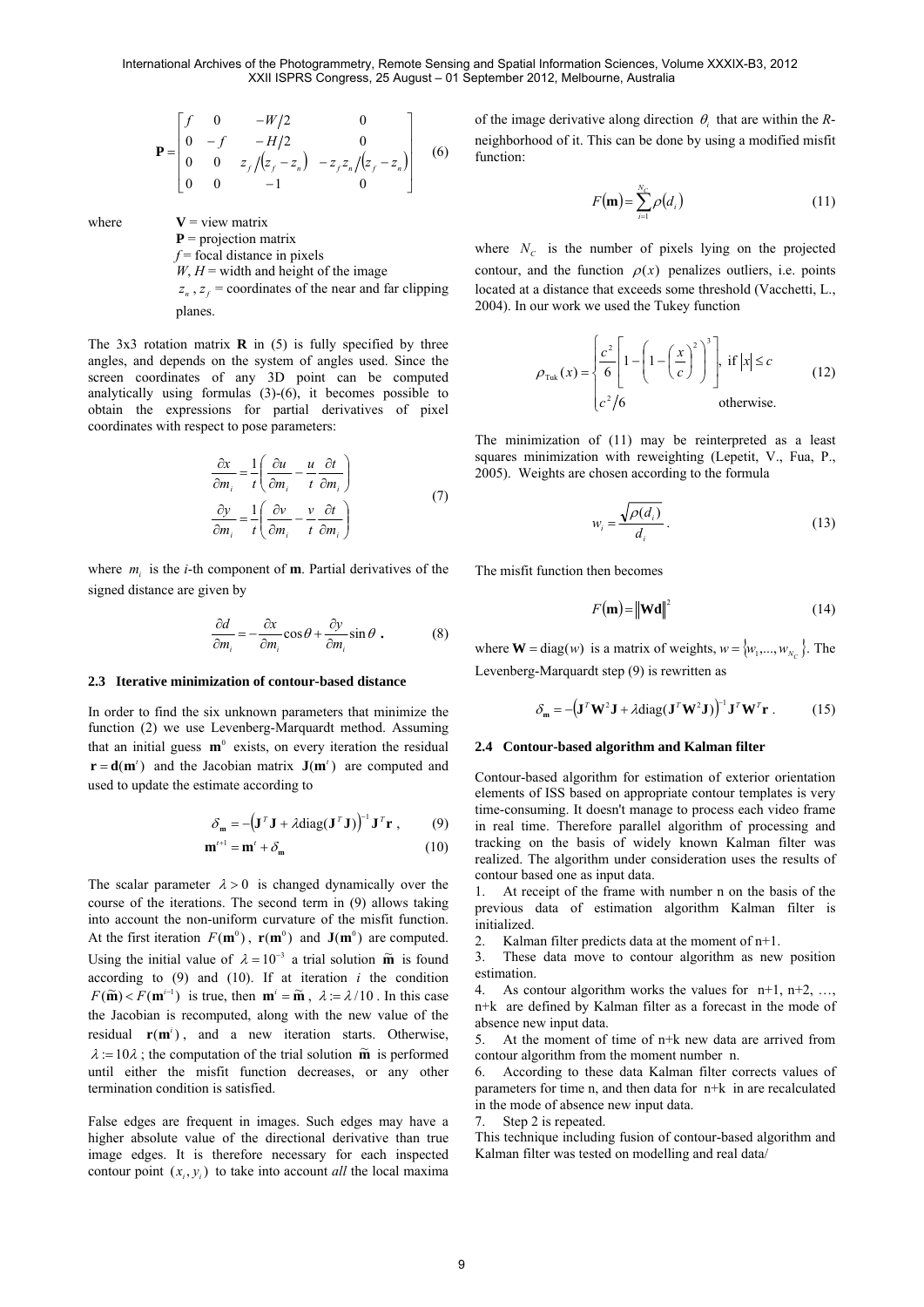$$\mathbf{P} = \begin{bmatrix} f & 0 & -W/2 & 0 \\ 0 & -f & -H/2 & 0 \\ 0 & 0 & z_f/(z_f - z_n) & -z_f z_n/(z_f - z_n) \\ 0 & 0 & -1 & 0 \end{bmatrix} \quad (6)$$

where
$\mathbf{V}$ = view matrix
$\mathbf{P}$ = projection matrix
$f$ = focal distance in pixels
$W$, $H$ = width and height of the image
$z_n$, $z_f$ = coordinates of the near and far clipping planes.

The 3x3 rotation matrix $\mathbf{R}$ in (5) is fully specified by three angles, and depends on the system of angles used. Since the screen coordinates of any 3D point can be computed analytically using formulas (3)-(6), it becomes possible to obtain the expressions for partial derivatives of pixel coordinates with respect to pose parameters:

$$\frac{\partial x}{\partial m_i} = \frac{1}{t}\left(\frac{\partial u}{\partial m_i} - \frac{u}{t}\frac{\partial t}{\partial m_i}\right)$$
$$\frac{\partial y}{\partial m_i} = \frac{1}{t}\left(\frac{\partial v}{\partial m_i} - \frac{v}{t}\frac{\partial t}{\partial m_i}\right) \quad (7)$$

where $m_i$ is the *i*-th component of $\mathbf{m}$. Partial derivatives of the signed distance are given by

$$\frac{\partial d}{\partial m_i} = -\frac{\partial x}{\partial m_i}\cos\theta + \frac{\partial y}{\partial m_i}\sin\theta \,. \quad (8)$$

### 2.3 Iterative minimization of contour-based distance

In order to find the six unknown parameters that minimize the function (2) we use Levenberg-Marquardt method. Assuming that an initial guess $\mathbf{m}^0$ exists, on every iteration the residual $\mathbf{r} = \mathbf{d}(\mathbf{m}^t)$ and the Jacobian matrix $\mathbf{J}(\mathbf{m}^t)$ are computed and used to update the estimate according to

$$\delta_{\mathbf{m}} = -\left(\mathbf{J}^T\mathbf{J} + \lambda \mathrm{diag}(\mathbf{J}^T\mathbf{J})\right)^{-1}\mathbf{J}^T\mathbf{r} \,, \quad (9)$$

$$\mathbf{m}^{t+1} = \mathbf{m}^t + \delta_{\mathbf{m}} \quad (10)$$

The scalar parameter $\lambda > 0$ is changed dynamically over the course of the iterations. The second term in (9) allows taking into account the non-uniform curvature of the misfit function. At the first iteration $F(\mathbf{m}^0)$, $\mathbf{r}(\mathbf{m}^0)$ and $\mathbf{J}(\mathbf{m}^0)$ are computed. Using the initial value of $\lambda = 10^{-3}$ a trial solution $\widetilde{\mathbf{m}}$ is found according to (9) and (10). If at iteration $i$ the condition $F(\widetilde{\mathbf{m}}) < F(\mathbf{m}^{i-1})$ is true, then $\mathbf{m}^i = \widetilde{\mathbf{m}}$, $\lambda := \lambda/10$. In this case the Jacobian is recomputed, along with the new value of the residual $\mathbf{r}(\mathbf{m}^i)$, and a new iteration starts. Otherwise, $\lambda := 10\lambda$; the computation of the trial solution $\widetilde{\mathbf{m}}$ is performed until either the misfit function decreases, or any other termination condition is satisfied.

False edges are frequent in images. Such edges may have a higher absolute value of the directional derivative than true image edges. It is therefore necessary for each inspected contour point $(x_i, y_i)$ to take into account *all* the local maxima of the image derivative along direction $\theta_i$ that are within the *R*-neighborhood of it. This can be done by using a modified misfit function:

$$F(\mathbf{m}) = \sum_{i=1}^{N_C} \rho(d_i) \quad (11)$$

where $N_C$ is the number of pixels lying on the projected contour, and the function $\rho(x)$ penalizes outliers, i.e. points located at a distance that exceeds some threshold (Vacchetti, L., 2004). In our work we used the Tukey function

$$\rho_{\text{Tuk}}(x) = \begin{cases} \dfrac{c^2}{6}\left[1 - \left(1 - \left(\dfrac{x}{c}\right)^2\right)^3\right], & \text{if } |x| \le c \\ c^2/6 & \text{otherwise.} \end{cases} \quad (12)$$

The minimization of (11) may be reinterpreted as a least squares minimization with reweighting (Lepetit, V., Fua, P., 2005). Weights are chosen according to the formula

$$w_i = \frac{\sqrt{\rho(d_i)}}{d_i} \,. \quad (13)$$

The misfit function then becomes

$$F(\mathbf{m}) = \|\mathbf{W}\mathbf{d}\|^2 \quad (14)$$

where $\mathbf{W} = \mathrm{diag}(w)$ is a matrix of weights, $w = \{w_1, ..., w_{N_C}\}$. The Levenberg-Marquardt step (9) is rewritten as

$$\delta_{\mathbf{m}} = -\left(\mathbf{J}^T\mathbf{W}^2\mathbf{J} + \lambda \mathrm{diag}(\mathbf{J}^T\mathbf{W}^2\mathbf{J})\right)^{-1}\mathbf{J}^T\mathbf{W}^T\mathbf{r} \,. \quad (15)$$

### 2.4 Contour-based algorithm and Kalman filter

Contour-based algorithm for estimation of exterior orientation elements of ISS based on appropriate contour templates is very time-consuming. It doesn't manage to process each video frame in real time. Therefore parallel algorithm of processing and tracking on the basis of widely known Kalman filter was realized. The algorithm under consideration uses the results of contour based one as input data.

1. At receipt of the frame with number n on the basis of the previous data of estimation algorithm Kalman filter is initialized.
2. Kalman filter predicts data at the moment of n+1.
3. These data move to contour algorithm as new position estimation.
4. As contour algorithm works the values for n+1, n+2, …, n+k are defined by Kalman filter as a forecast in the mode of absence new input data.
5. At the moment of time of n+k new data are arrived from contour algorithm from the moment number n.
6. According to these data Kalman filter corrects values of parameters for time n, and then data for n+k in are recalculated in the mode of absence new input data.
7. Step 2 is repeated.

This technique including fusion of contour-based algorithm and Kalman filter was tested on modelling and real data/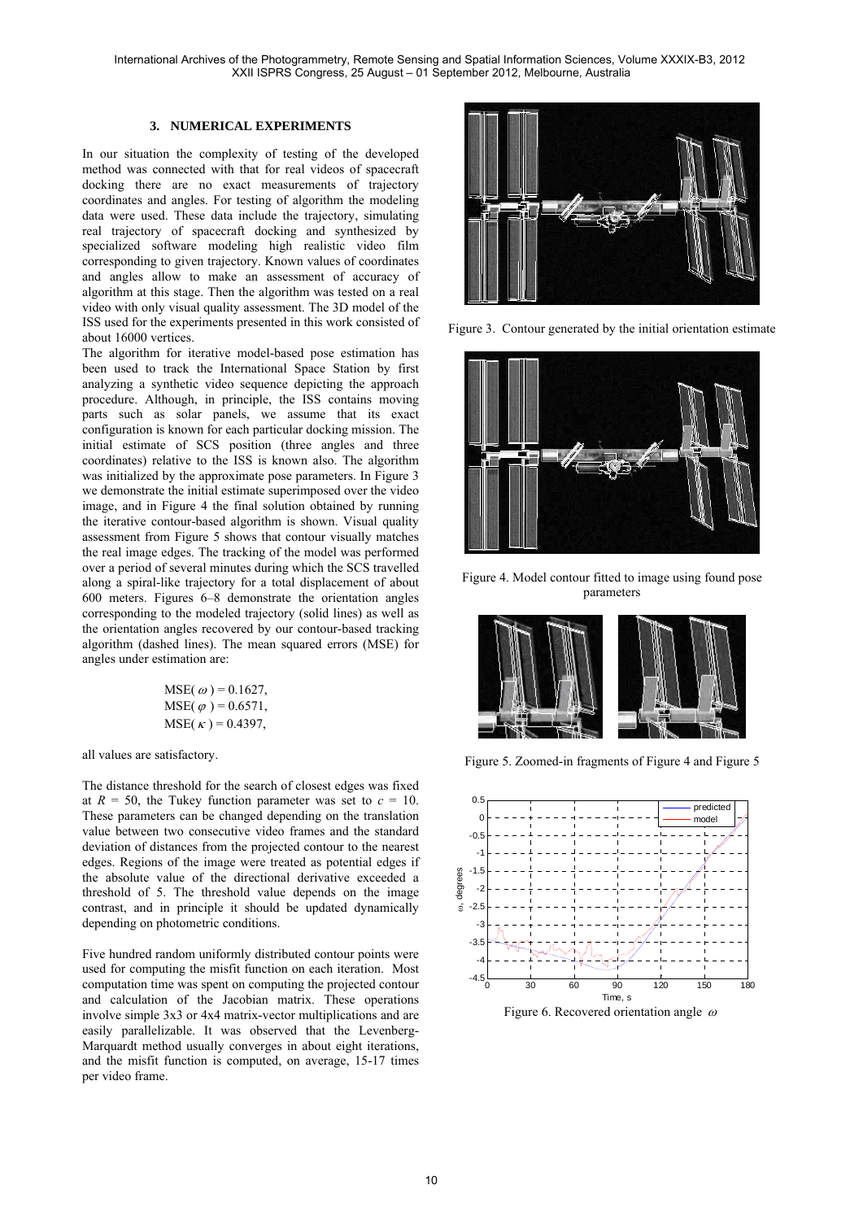## 3. NUMERICAL EXPERIMENTS

In our situation the complexity of testing of the developed method was connected with that for real videos of spacecraft docking there are no exact measurements of trajectory coordinates and angles. For testing of algorithm the modeling data were used. These data include the trajectory, simulating real trajectory of spacecraft docking and synthesized by specialized software modeling high realistic video film corresponding to given trajectory. Known values of coordinates and angles allow to make an assessment of accuracy of algorithm at this stage. Then the algorithm was tested on a real video with only visual quality assessment. The 3D model of the ISS used for the experiments presented in this work consisted of about 16000 vertices.

The algorithm for iterative model-based pose estimation has been used to track the International Space Station by first analyzing a synthetic video sequence depicting the approach procedure. Although, in principle, the ISS contains moving parts such as solar panels, we assume that its exact configuration is known for each particular docking mission. The initial estimate of SCS position (three angles and three coordinates) relative to the ISS is known also. The algorithm was initialized by the approximate pose parameters. In Figure 3 we demonstrate the initial estimate superimposed over the video image, and in Figure 4 the final solution obtained by running the iterative contour-based algorithm is shown. Visual quality assessment from Figure 5 shows that contour visually matches the real image edges. The tracking of the model was performed over a period of several minutes during which the SCS travelled along a spiral-like trajectory for a total displacement of about 600 meters. Figures 6–8 demonstrate the orientation angles corresponding to the modeled trajectory (solid lines) as well as the orientation angles recovered by our contour-based tracking algorithm (dashed lines). The mean squared errors (MSE) for angles under estimation are:

$$\mathrm{MSE}(\omega) = 0.1627,$$
$$\mathrm{MSE}(\varphi) = 0.6571,$$
$$\mathrm{MSE}(\kappa) = 0.4397,$$

all values are satisfactory.

The distance threshold for the search of closest edges was fixed at $R = 50$, the Tukey function parameter was set to $c = 10$. These parameters can be changed depending on the translation value between two consecutive video frames and the standard deviation of distances from the projected contour to the nearest edges. Regions of the image were treated as potential edges if the absolute value of the directional derivative exceeded a threshold of 5. The threshold value depends on the image contrast, and in principle it should be updated dynamically depending on photometric conditions.

Five hundred random uniformly distributed contour points were used for computing the misfit function on each iteration. Most computation time was spent on computing the projected contour and calculation of the Jacobian matrix. These operations involve simple 3x3 or 4x4 matrix-vector multiplications and are easily parallelizable. It was observed that the Levenberg-Marquardt method usually converges in about eight iterations, and the misfit function is computed, on average, 15-17 times per video frame.

Figure 3. Contour generated by the initial orientation estimate

Figure 4. Model contour fitted to image using found pose parameters

Figure 5. Zoomed-in fragments of Figure 4 and Figure 5

Figure 6. Recovered orientation angle $\omega$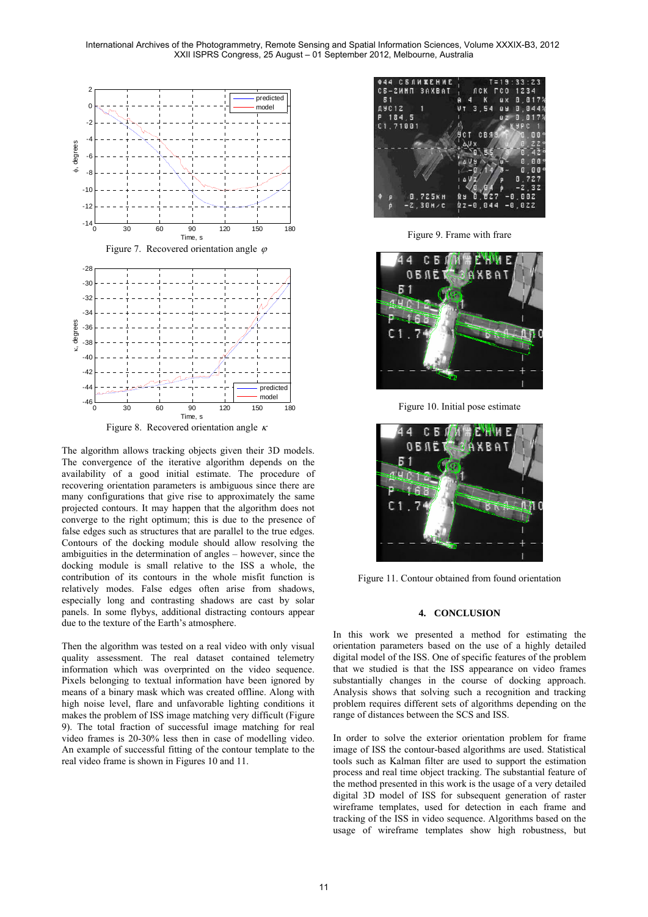Figure 7. Recovered orientation angle $\varphi$

Figure 8. Recovered orientation angle $\kappa$

The algorithm allows tracking objects given their 3D models. The convergence of the iterative algorithm depends on the availability of a good initial estimate. The procedure of recovering orientation parameters is ambiguous since there are many configurations that give rise to approximately the same projected contours. It may happen that the algorithm does not converge to the right optimum; this is due to the presence of false edges such as structures that are parallel to the true edges. Contours of the docking module should allow resolving the ambiguities in the determination of angles – however, since the docking module is small relative to the ISS a whole, the contribution of its contours in the whole misfit function is relatively modes. False edges often arise from shadows, especially long and contrasting shadows are cast by solar panels. In some flybys, additional distracting contours appear due to the texture of the Earth's atmosphere.

Then the algorithm was tested on a real video with only visual quality assessment. The real dataset contained telemetry information which was overprinted on the video sequence. Pixels belonging to textual information have been ignored by means of a binary mask which was created offline. Along with high noise level, flare and unfavorable lighting conditions it makes the problem of ISS image matching very difficult (Figure 9). The total fraction of successful image matching for real video frames is 20-30% less then in case of modelling video. An example of successful fitting of the contour template to the real video frame is shown in Figures 10 and 11.

Figure 9. Frame with frare

Figure 10. Initial pose estimate

Figure 11. Contour obtained from found orientation

## 4. CONCLUSION

In this work we presented a method for estimating the orientation parameters based on the use of a highly detailed digital model of the ISS. One of specific features of the problem that we studied is that the ISS appearance on video frames substantially changes in the course of docking approach. Analysis shows that solving such a recognition and tracking problem requires different sets of algorithms depending on the range of distances between the SCS and ISS.

In order to solve the exterior orientation problem for frame image of ISS the contour-based algorithms are used. Statistical tools such as Kalman filter are used to support the estimation process and real time object tracking. The substantial feature of the method presented in this work is the usage of a very detailed digital 3D model of ISS for subsequent generation of raster wireframe templates, used for detection in each frame and tracking of the ISS in video sequence. Algorithms based on the usage of wireframe templates show high robustness, but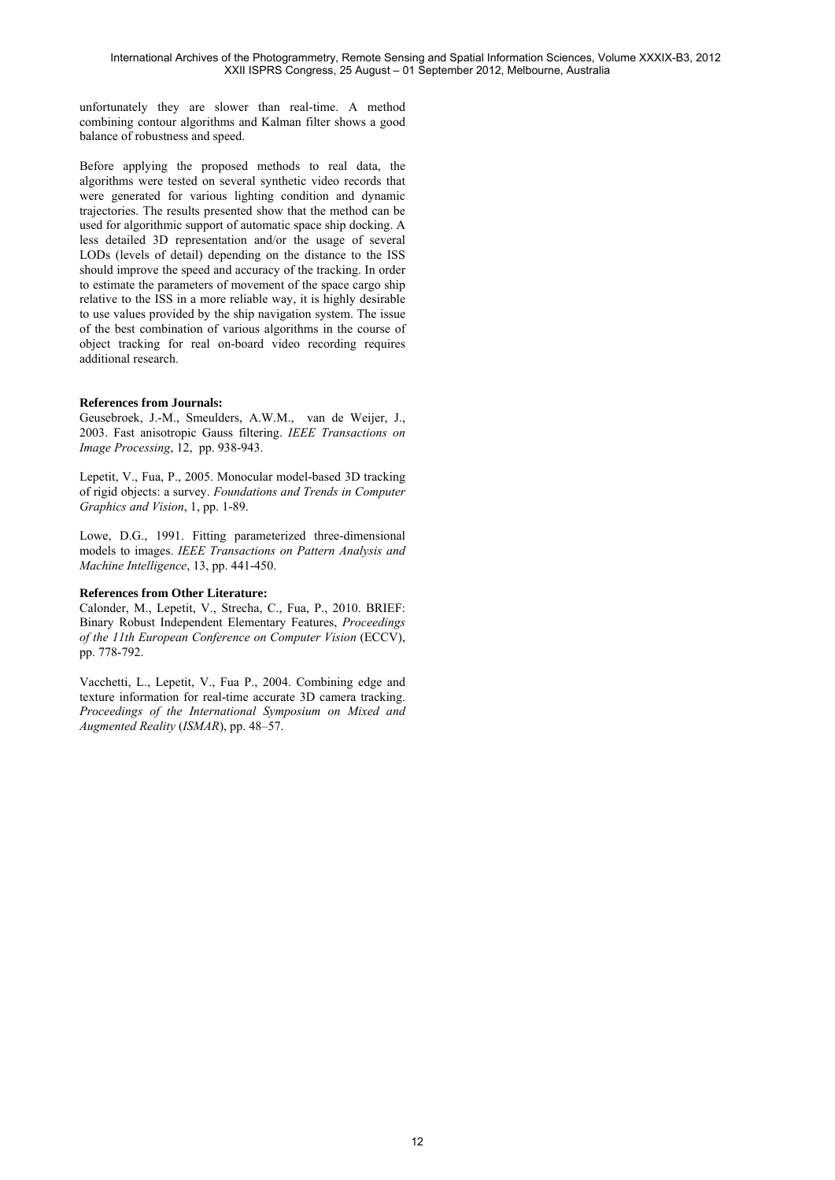unfortunately they are slower than real-time. A method combining contour algorithms and Kalman filter shows a good balance of robustness and speed.

Before applying the proposed methods to real data, the algorithms were tested on several synthetic video records that were generated for various lighting condition and dynamic trajectories. The results presented show that the method can be used for algorithmic support of automatic space ship docking. A less detailed 3D representation and/or the usage of several LODs (levels of detail) depending on the distance to the ISS should improve the speed and accuracy of the tracking. In order to estimate the parameters of movement of the space cargo ship relative to the ISS in a more reliable way, it is highly desirable to use values provided by the ship navigation system. The issue of the best combination of various algorithms in the course of object tracking for real on-board video recording requires additional research.

**References from Journals:**

Geusebroek, J.-M., Smeulders, A.W.M., van de Weijer, J., 2003. Fast anisotropic Gauss filtering. *IEEE Transactions on Image Processing*, 12, pp. 938-943.

Lepetit, V., Fua, P., 2005. Monocular model-based 3D tracking of rigid objects: a survey. *Foundations and Trends in Computer Graphics and Vision*, 1, pp. 1-89.

Lowe, D.G., 1991. Fitting parameterized three-dimensional models to images. *IEEE Transactions on Pattern Analysis and Machine Intelligence*, 13, pp. 441-450.

**References from Other Literature:**

Calonder, M., Lepetit, V., Strecha, C., Fua, P., 2010. BRIEF: Binary Robust Independent Elementary Features, *Proceedings of the 11th European Conference on Computer Vision* (ECCV), pp. 778-792.

Vacchetti, L., Lepetit, V., Fua P., 2004. Combining edge and texture information for real-time accurate 3D camera tracking. *Proceedings of the International Symposium on Mixed and Augmented Reality* (*ISMAR*), pp. 48–57.